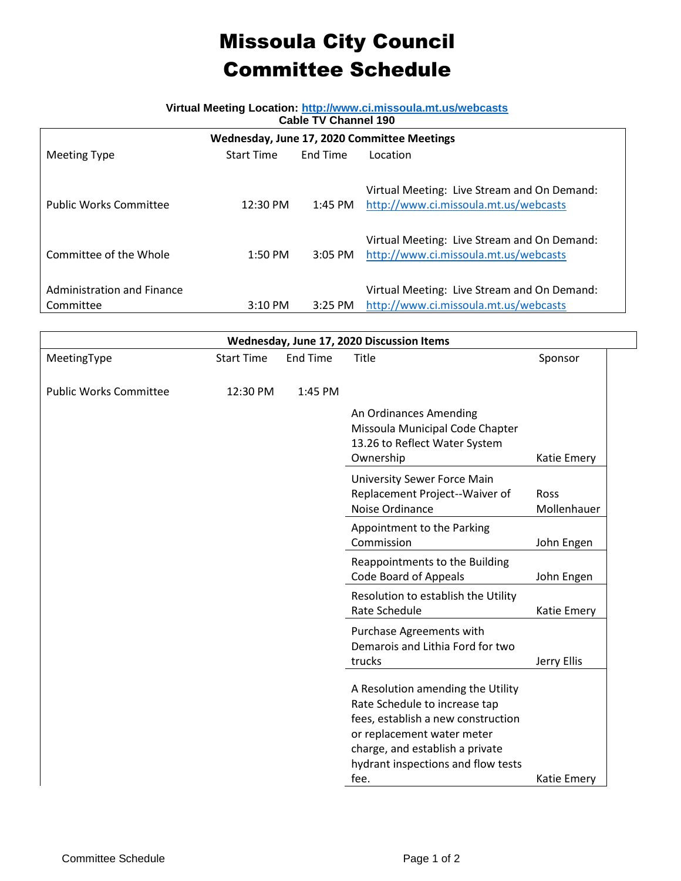# Missoula City Council Committee Schedule

**Virtual Meeting Location: [http://www.ci.missoula.mt.us/webcasts](http://www.ci.missoula.mt.us/webcasts)**
**Cable TV Channel 190**

| Wednesday, June 17, 2020 Committee Meetings | | | |
|---|---|---|---|
| Meeting Type | Start Time | End Time | Location |
| Public Works Committee | 12:30 PM | 1:45 PM | Virtual Meeting: Live Stream and On Demand: http://www.ci.missoula.mt.us/webcasts |
| Committee of the Whole | 1:50 PM | 3:05 PM | Virtual Meeting: Live Stream and On Demand: http://www.ci.missoula.mt.us/webcasts |
| Administration and Finance Committee | 3:10 PM | 3:25 PM | Virtual Meeting: Live Stream and On Demand: http://www.ci.missoula.mt.us/webcasts |

| Wednesday, June 17, 2020 Discussion Items | | | | |
|---|---|---|---|---|
| MeetingType | Start Time | End Time | Title | Sponsor |
| Public Works Committee | 12:30 PM | 1:45 PM | | |
| | | | An Ordinances Amending Missoula Municipal Code Chapter 13.26 to Reflect Water System Ownership | Katie Emery |
| | | | University Sewer Force Main Replacement Project--Waiver of Noise Ordinance | Ross Mollenhauer |
| | | | Appointment to the Parking Commission | John Engen |
| | | | Reappointments to the Building Code Board of Appeals | John Engen |
| | | | Resolution to establish the Utility Rate Schedule | Katie Emery |
| | | | Purchase Agreements with Demarois and Lithia Ford for two trucks | Jerry Ellis |
| | | | A Resolution amending the Utility Rate Schedule to increase tap fees, establish a new construction or replacement water meter charge, and establish a private hydrant inspections and flow tests fee. | Katie Emery |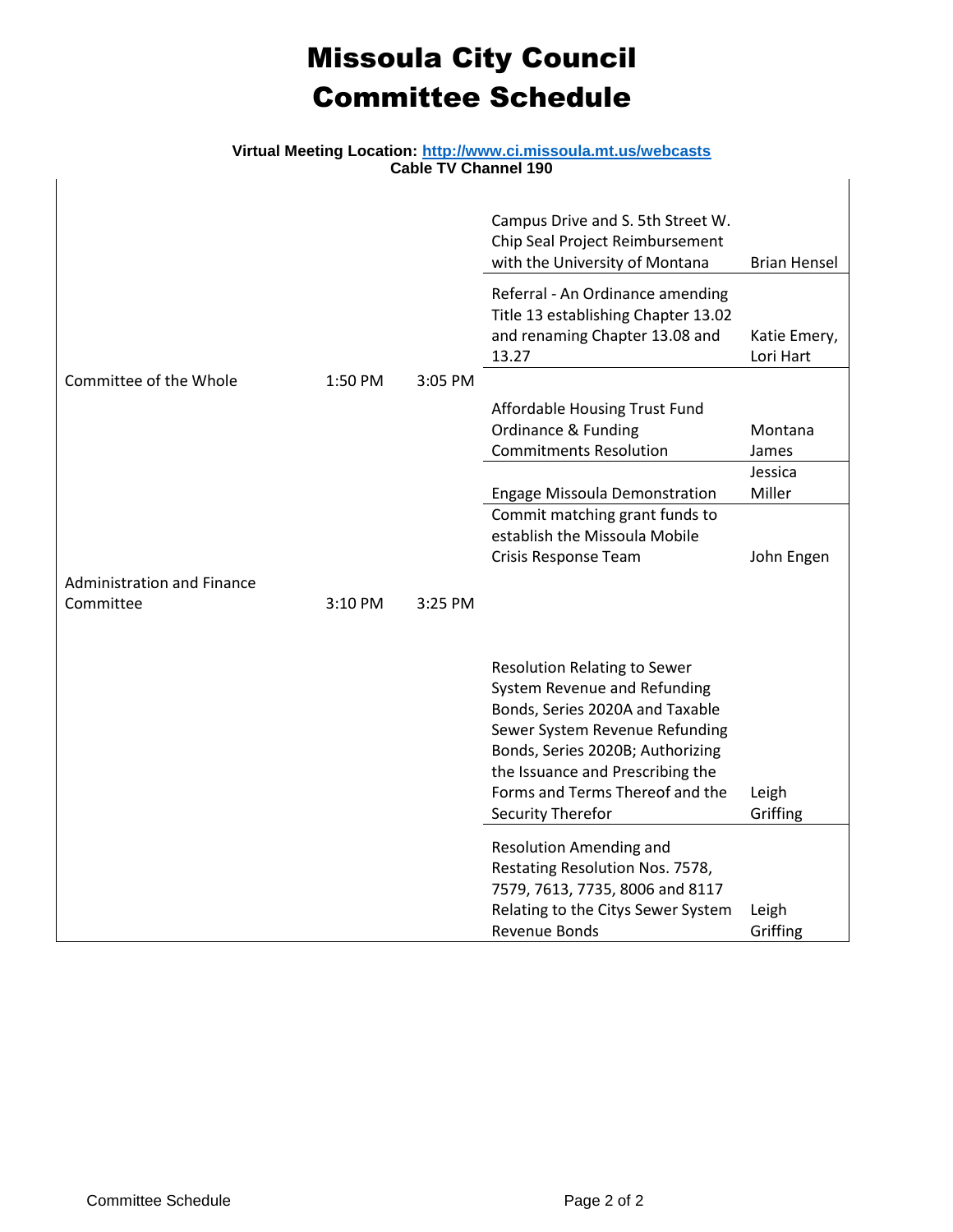# Missoula City Council
# Committee Schedule

**Virtual Meeting Location: [http://www.ci.missoula.mt.us/webcasts](http://www.ci.missoula.mt.us/webcasts)**
**Cable TV Channel 190**

| | | | | |
|---|---|---|---|---|
| | | | Campus Drive and S. 5th Street W. Chip Seal Project Reimbursement with the University of Montana | Brian Hensel |
| Committee of the Whole | 1:50 PM | 3:05 PM | Referral - An Ordinance amending Title 13 establishing Chapter 13.02 and renaming Chapter 13.08 and 13.27 | Katie Emery, Lori Hart |
| | | | Affordable Housing Trust Fund Ordinance & Funding Commitments Resolution | Montana James |
| | | | Engage Missoula Demonstration | Jessica Miller |
| | | | Commit matching grant funds to establish the Missoula Mobile Crisis Response Team | John Engen |
| Administration and Finance Committee | 3:10 PM | 3:25 PM | Resolution Relating to Sewer System Revenue and Refunding Bonds, Series 2020A and Taxable Sewer System Revenue Refunding Bonds, Series 2020B; Authorizing the Issuance and Prescribing the Forms and Terms Thereof and the Security Therefor | Leigh Griffing |
| | | | Resolution Amending and Restating Resolution Nos. 7578, 7579, 7613, 7735, 8006 and 8117 Relating to the Citys Sewer System Revenue Bonds | Leigh Griffing |